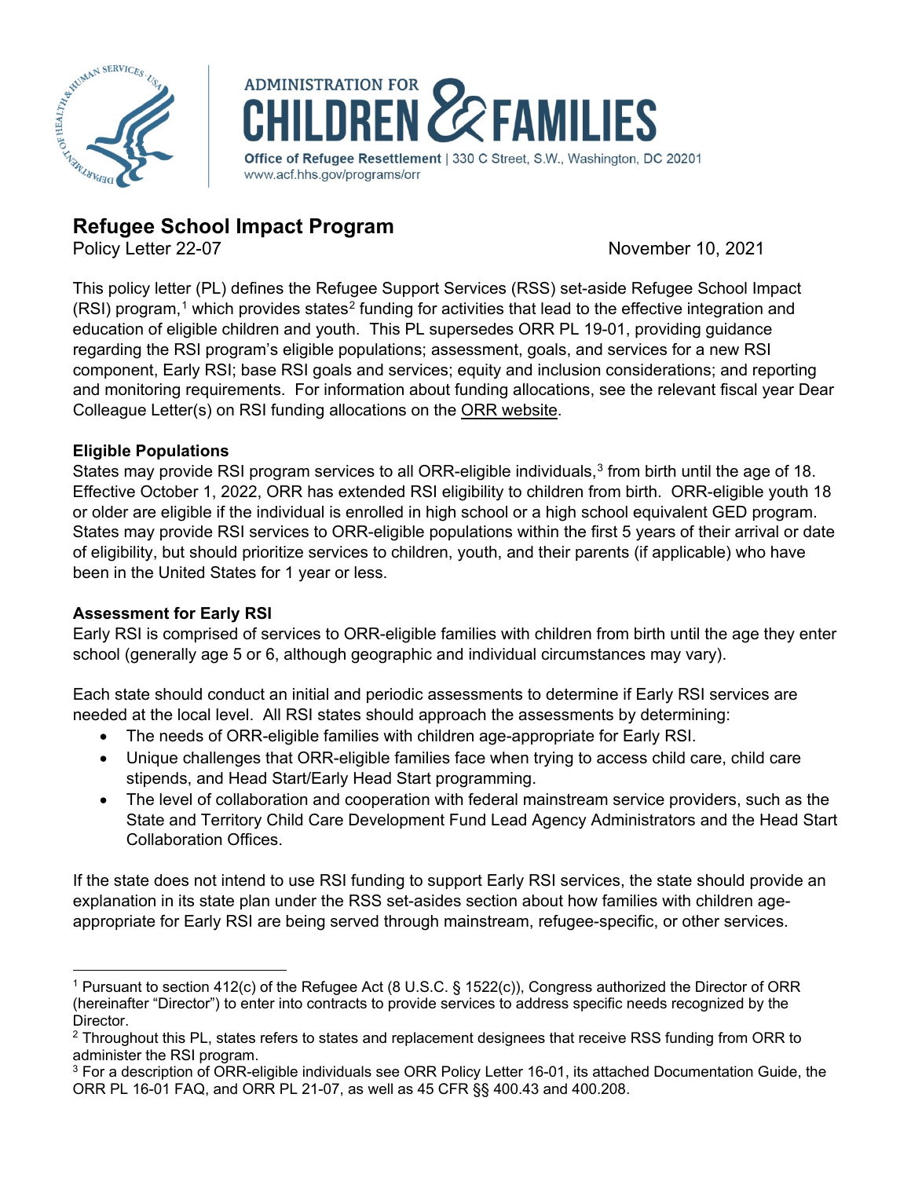ADMINISTRATION FOR CHILDREN & FAMILIES

**Office of Refugee Resettlement** | 330 C Street, S.W., Washington, DC 20201
www.acf.hhs.gov/programs/orr

# Refugee School Impact Program

Policy Letter 22-07 November 10, 2021

This policy letter (PL) defines the Refugee Support Services (RSS) set-aside Refugee School Impact (RSI) program,[1] which provides states[2] funding for activities that lead to the effective integration and education of eligible children and youth. This PL supersedes ORR PL 19-01, providing guidance regarding the RSI program's eligible populations; assessment, goals, and services for a new RSI component, Early RSI; base RSI goals and services; equity and inclusion considerations; and reporting and monitoring requirements. For information about funding allocations, see the relevant fiscal year Dear Colleague Letter(s) on RSI funding allocations on the ORR website.

**Eligible Populations**

States may provide RSI program services to all ORR-eligible individuals,[3] from birth until the age of 18. Effective October 1, 2022, ORR has extended RSI eligibility to children from birth. ORR-eligible youth 18 or older are eligible if the individual is enrolled in high school or a high school equivalent GED program. States may provide RSI services to ORR-eligible populations within the first 5 years of their arrival or date of eligibility, but should prioritize services to children, youth, and their parents (if applicable) who have been in the United States for 1 year or less.

**Assessment for Early RSI**

Early RSI is comprised of services to ORR-eligible families with children from birth until the age they enter school (generally age 5 or 6, although geographic and individual circumstances may vary).

Each state should conduct an initial and periodic assessments to determine if Early RSI services are needed at the local level. All RSI states should approach the assessments by determining:

- The needs of ORR-eligible families with children age-appropriate for Early RSI.
- Unique challenges that ORR-eligible families face when trying to access child care, child care stipends, and Head Start/Early Head Start programming.
- The level of collaboration and cooperation with federal mainstream service providers, such as the State and Territory Child Care Development Fund Lead Agency Administrators and the Head Start Collaboration Offices.

If the state does not intend to use RSI funding to support Early RSI services, the state should provide an explanation in its state plan under the RSS set-asides section about how families with children age-appropriate for Early RSI are being served through mainstream, refugee-specific, or other services.

---

[1] Pursuant to section 412(c) of the Refugee Act (8 U.S.C. § 1522(c)), Congress authorized the Director of ORR (hereinafter "Director") to enter into contracts to provide services to address specific needs recognized by the Director.

[2] Throughout this PL, states refers to states and replacement designees that receive RSS funding from ORR to administer the RSI program.

[3] For a description of ORR-eligible individuals see ORR Policy Letter 16-01, its attached Documentation Guide, the ORR PL 16-01 FAQ, and ORR PL 21-07, as well as 45 CFR §§ 400.43 and 400.208.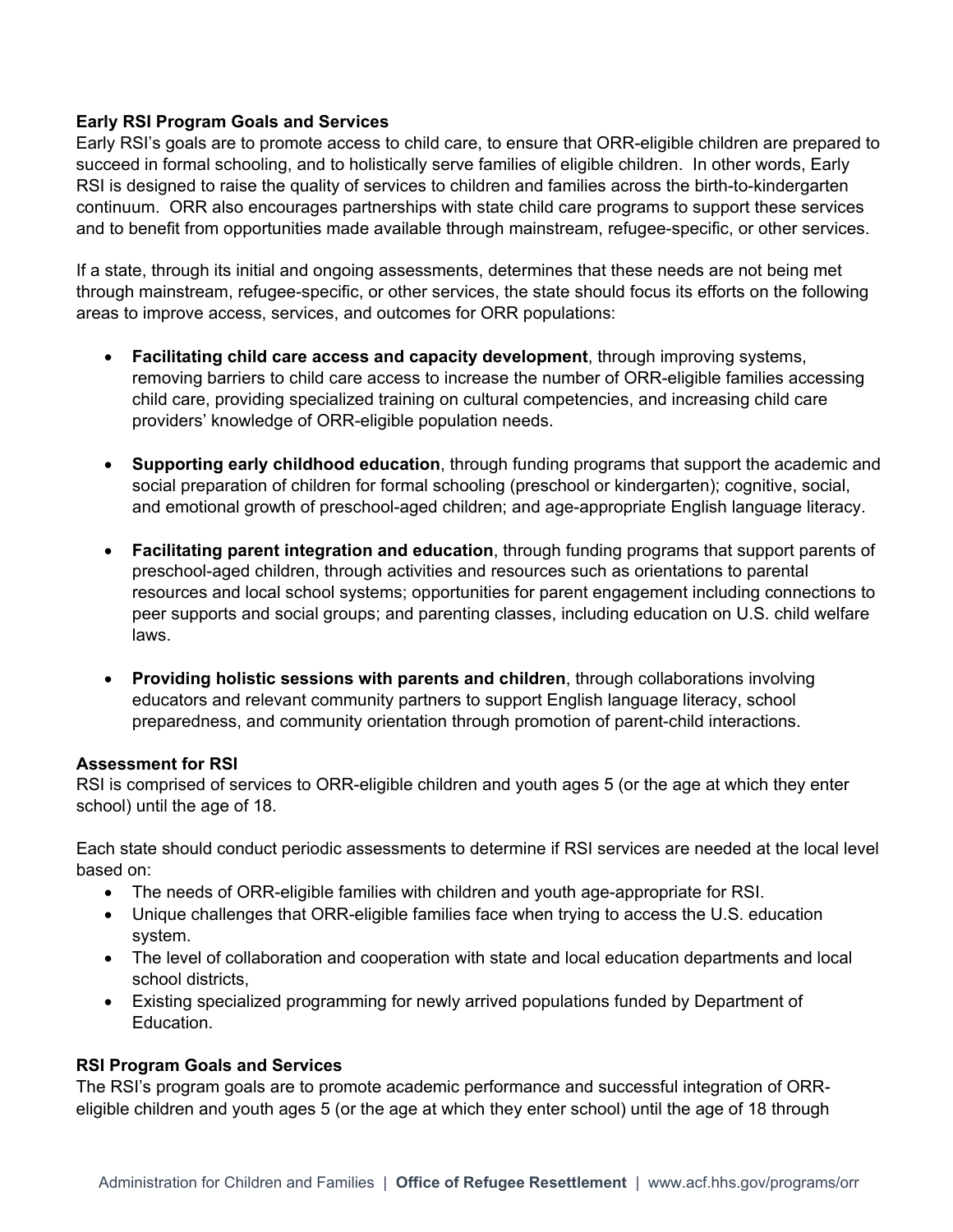**Early RSI Program Goals and Services**

Early RSI's goals are to promote access to child care, to ensure that ORR-eligible children are prepared to succeed in formal schooling, and to holistically serve families of eligible children. In other words, Early RSI is designed to raise the quality of services to children and families across the birth-to-kindergarten continuum. ORR also encourages partnerships with state child care programs to support these services and to benefit from opportunities made available through mainstream, refugee-specific, or other services.

If a state, through its initial and ongoing assessments, determines that these needs are not being met through mainstream, refugee-specific, or other services, the state should focus its efforts on the following areas to improve access, services, and outcomes for ORR populations:

- **Facilitating child care access and capacity development**, through improving systems, removing barriers to child care access to increase the number of ORR-eligible families accessing child care, providing specialized training on cultural competencies, and increasing child care providers' knowledge of ORR-eligible population needs.

- **Supporting early childhood education**, through funding programs that support the academic and social preparation of children for formal schooling (preschool or kindergarten); cognitive, social, and emotional growth of preschool-aged children; and age-appropriate English language literacy.

- **Facilitating parent integration and education**, through funding programs that support parents of preschool-aged children, through activities and resources such as orientations to parental resources and local school systems; opportunities for parent engagement including connections to peer supports and social groups; and parenting classes, including education on U.S. child welfare laws.

- **Providing holistic sessions with parents and children**, through collaborations involving educators and relevant community partners to support English language literacy, school preparedness, and community orientation through promotion of parent-child interactions.

**Assessment for RSI**

RSI is comprised of services to ORR-eligible children and youth ages 5 (or the age at which they enter school) until the age of 18.

Each state should conduct periodic assessments to determine if RSI services are needed at the local level based on:

- The needs of ORR-eligible families with children and youth age-appropriate for RSI.
- Unique challenges that ORR-eligible families face when trying to access the U.S. education system.
- The level of collaboration and cooperation with state and local education departments and local school districts,
- Existing specialized programming for newly arrived populations funded by Department of Education.

**RSI Program Goals and Services**

The RSI's program goals are to promote academic performance and successful integration of ORR-eligible children and youth ages 5 (or the age at which they enter school) until the age of 18 through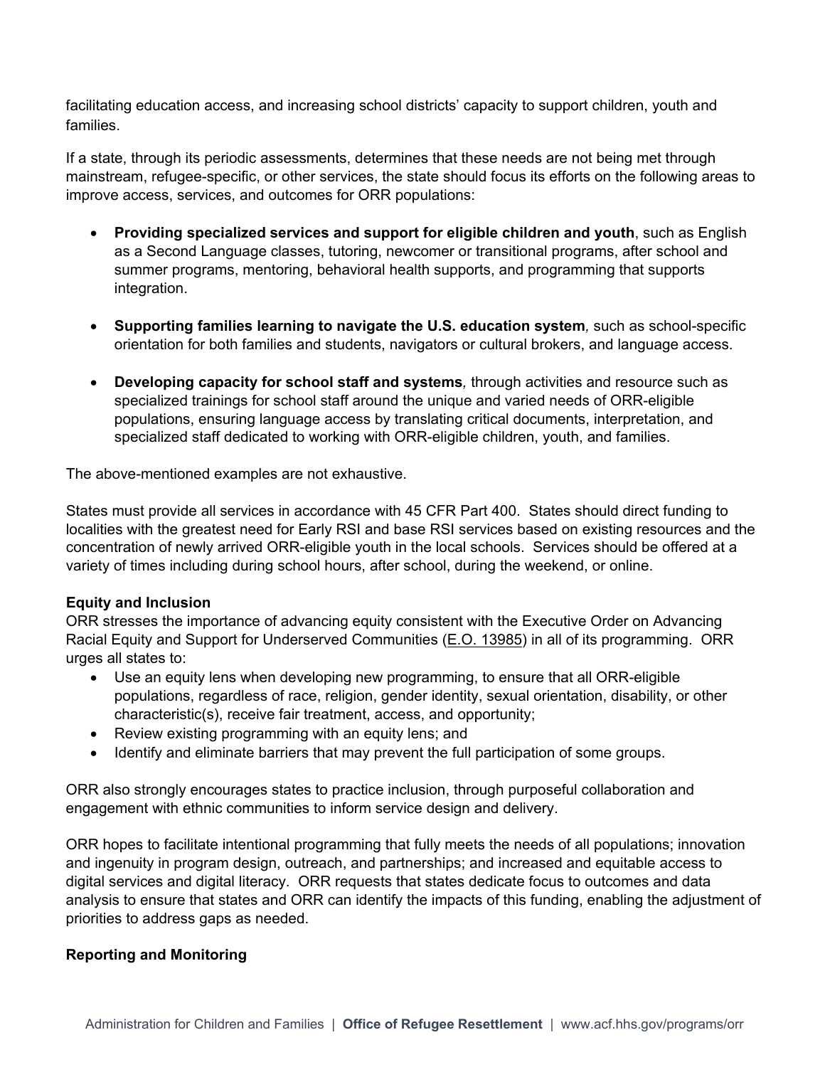facilitating education access, and increasing school districts' capacity to support children, youth and families.

If a state, through its periodic assessments, determines that these needs are not being met through mainstream, refugee-specific, or other services, the state should focus its efforts on the following areas to improve access, services, and outcomes for ORR populations:

- **Providing specialized services and support for eligible children and youth**, such as English as a Second Language classes, tutoring, newcomer or transitional programs, after school and summer programs, mentoring, behavioral health supports, and programming that supports integration.

- **Supporting families learning to navigate the U.S. education system***,* such as school-specific orientation for both families and students, navigators or cultural brokers, and language access.

- **Developing capacity for school staff and systems***,* through activities and resource such as specialized trainings for school staff around the unique and varied needs of ORR-eligible populations, ensuring language access by translating critical documents, interpretation, and specialized staff dedicated to working with ORR-eligible children, youth, and families.

The above-mentioned examples are not exhaustive.

States must provide all services in accordance with 45 CFR Part 400. States should direct funding to localities with the greatest need for Early RSI and base RSI services based on existing resources and the concentration of newly arrived ORR-eligible youth in the local schools. Services should be offered at a variety of times including during school hours, after school, during the weekend, or online.

**Equity and Inclusion**

ORR stresses the importance of advancing equity consistent with the Executive Order on Advancing Racial Equity and Support for Underserved Communities (E.O. 13985) in all of its programming. ORR urges all states to:

- Use an equity lens when developing new programming, to ensure that all ORR-eligible populations, regardless of race, religion, gender identity, sexual orientation, disability, or other characteristic(s), receive fair treatment, access, and opportunity;
- Review existing programming with an equity lens; and
- Identify and eliminate barriers that may prevent the full participation of some groups.

ORR also strongly encourages states to practice inclusion, through purposeful collaboration and engagement with ethnic communities to inform service design and delivery.

ORR hopes to facilitate intentional programming that fully meets the needs of all populations; innovation and ingenuity in program design, outreach, and partnerships; and increased and equitable access to digital services and digital literacy. ORR requests that states dedicate focus to outcomes and data analysis to ensure that states and ORR can identify the impacts of this funding, enabling the adjustment of priorities to address gaps as needed.

**Reporting and Monitoring**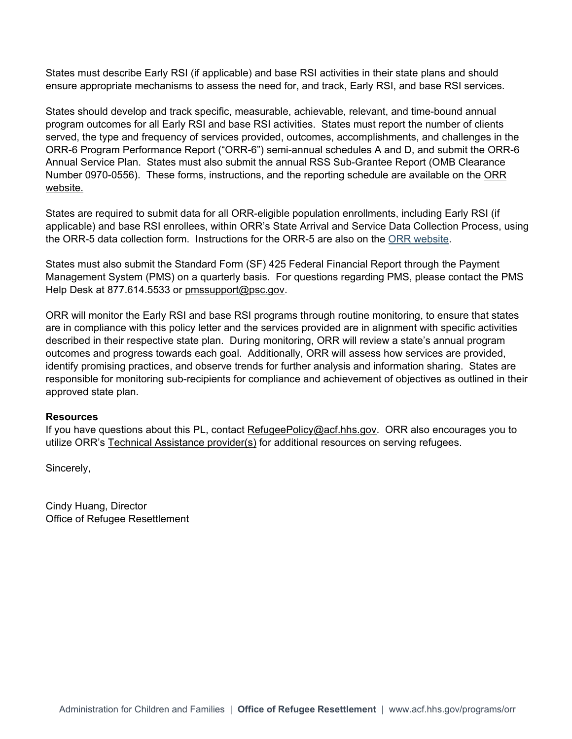States must describe Early RSI (if applicable) and base RSI activities in their state plans and should ensure appropriate mechanisms to assess the need for, and track, Early RSI, and base RSI services.

States should develop and track specific, measurable, achievable, relevant, and time-bound annual program outcomes for all Early RSI and base RSI activities. States must report the number of clients served, the type and frequency of services provided, outcomes, accomplishments, and challenges in the ORR-6 Program Performance Report ("ORR-6") semi-annual schedules A and D, and submit the ORR-6 Annual Service Plan. States must also submit the annual RSS Sub-Grantee Report (OMB Clearance Number 0970-0556). These forms, instructions, and the reporting schedule are available on the ORR website.

States are required to submit data for all ORR-eligible population enrollments, including Early RSI (if applicable) and base RSI enrollees, within ORR's State Arrival and Service Data Collection Process, using the ORR-5 data collection form. Instructions for the ORR-5 are also on the ORR website.

States must also submit the Standard Form (SF) 425 Federal Financial Report through the Payment Management System (PMS) on a quarterly basis. For questions regarding PMS, please contact the PMS Help Desk at 877.614.5533 or pmssupport@psc.gov.

ORR will monitor the Early RSI and base RSI programs through routine monitoring, to ensure that states are in compliance with this policy letter and the services provided are in alignment with specific activities described in their respective state plan. During monitoring, ORR will review a state's annual program outcomes and progress towards each goal. Additionally, ORR will assess how services are provided, identify promising practices, and observe trends for further analysis and information sharing. States are responsible for monitoring sub-recipients for compliance and achievement of objectives as outlined in their approved state plan.

**Resources**

If you have questions about this PL, contact RefugeePolicy@acf.hhs.gov. ORR also encourages you to utilize ORR's Technical Assistance provider(s) for additional resources on serving refugees.

Sincerely,

Cindy Huang, Director
Office of Refugee Resettlement